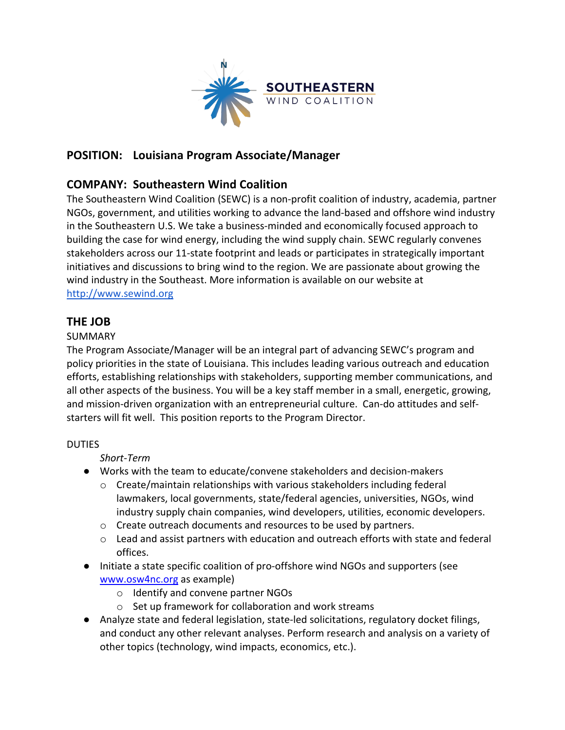# SOUTHEASTERN WIND COALITION

## POSITION: Louisiana Program Associate/Manager

## COMPANY: Southeastern Wind Coalition

The Southeastern Wind Coalition (SEWC) is a non-profit coalition of industry, academia, partner NGOs, government, and utilities working to advance the land-based and offshore wind industry in the Southeastern U.S. We take a business-minded and economically focused approach to building the case for wind energy, including the wind supply chain. SEWC regularly convenes stakeholders across our 11-state footprint and leads or participates in strategically important initiatives and discussions to bring wind to the region. We are passionate about growing the wind industry in the Southeast. More information is available on our website at http://www.sewind.org

## THE JOB

SUMMARY

The Program Associate/Manager will be an integral part of advancing SEWC's program and policy priorities in the state of Louisiana. This includes leading various outreach and education efforts, establishing relationships with stakeholders, supporting member communications, and all other aspects of the business. You will be a key staff member in a small, energetic, growing, and mission-driven organization with an entrepreneurial culture. Can-do attitudes and self-starters will fit well. This position reports to the Program Director.

DUTIES

*Short-Term*

- Works with the team to educate/convene stakeholders and decision-makers
  - Create/maintain relationships with various stakeholders including federal lawmakers, local governments, state/federal agencies, universities, NGOs, wind industry supply chain companies, wind developers, utilities, economic developers.
  - Create outreach documents and resources to be used by partners.
  - Lead and assist partners with education and outreach efforts with state and federal offices.
- Initiate a state specific coalition of pro-offshore wind NGOs and supporters (see www.osw4nc.org as example)
  - Identify and convene partner NGOs
  - Set up framework for collaboration and work streams
- Analyze state and federal legislation, state-led solicitations, regulatory docket filings, and conduct any other relevant analyses. Perform research and analysis on a variety of other topics (technology, wind impacts, economics, etc.).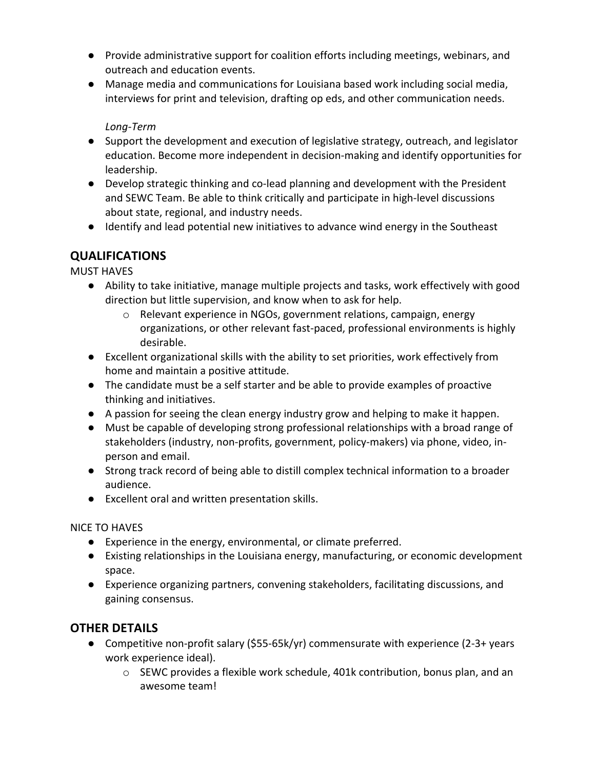- Provide administrative support for coalition efforts including meetings, webinars, and outreach and education events.
- Manage media and communications for Louisiana based work including social media, interviews for print and television, drafting op eds, and other communication needs.

*Long-Term*

- Support the development and execution of legislative strategy, outreach, and legislator education. Become more independent in decision-making and identify opportunities for leadership.
- Develop strategic thinking and co-lead planning and development with the President and SEWC Team. Be able to think critically and participate in high-level discussions about state, regional, and industry needs.
- Identify and lead potential new initiatives to advance wind energy in the Southeast

## QUALIFICATIONS

MUST HAVES

- Ability to take initiative, manage multiple projects and tasks, work effectively with good direction but little supervision, and know when to ask for help.
    - Relevant experience in NGOs, government relations, campaign, energy organizations, or other relevant fast-paced, professional environments is highly desirable.
- Excellent organizational skills with the ability to set priorities, work effectively from home and maintain a positive attitude.
- The candidate must be a self starter and be able to provide examples of proactive thinking and initiatives.
- A passion for seeing the clean energy industry grow and helping to make it happen.
- Must be capable of developing strong professional relationships with a broad range of stakeholders (industry, non-profits, government, policy-makers) via phone, video, in-person and email.
- Strong track record of being able to distill complex technical information to a broader audience.
- Excellent oral and written presentation skills.

NICE TO HAVES

- Experience in the energy, environmental, or climate preferred.
- Existing relationships in the Louisiana energy, manufacturing, or economic development space.
- Experience organizing partners, convening stakeholders, facilitating discussions, and gaining consensus.

## OTHER DETAILS

- Competitive non-profit salary ($55-65k/yr) commensurate with experience (2-3+ years work experience ideal).
    - SEWC provides a flexible work schedule, 401k contribution, bonus plan, and an awesome team!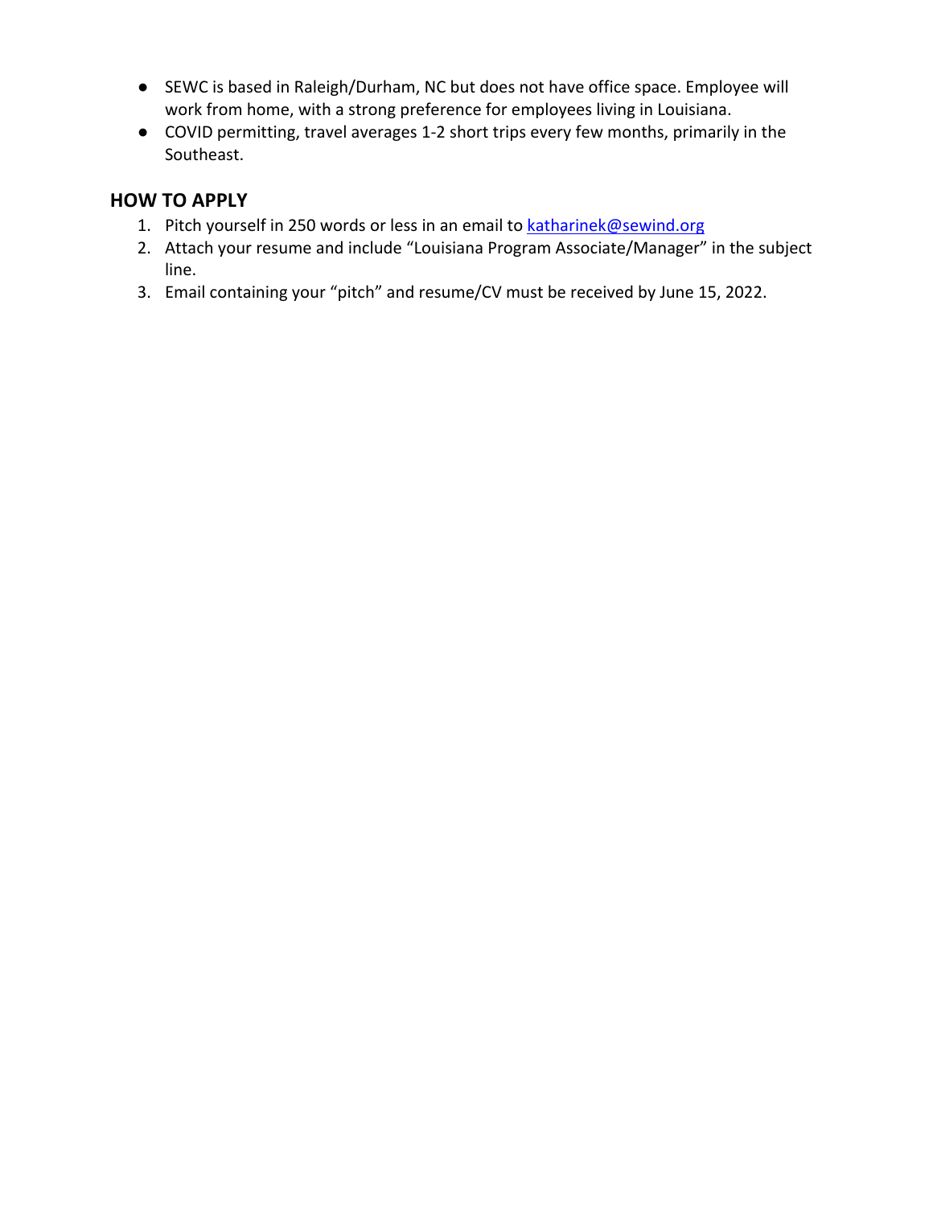- SEWC is based in Raleigh/Durham, NC but does not have office space. Employee will work from home, with a strong preference for employees living in Louisiana.
- COVID permitting, travel averages 1-2 short trips every few months, primarily in the Southeast.

## HOW TO APPLY

1. Pitch yourself in 250 words or less in an email to katharinek@sewind.org
2. Attach your resume and include "Louisiana Program Associate/Manager" in the subject line.
3. Email containing your "pitch" and resume/CV must be received by June 15, 2022.